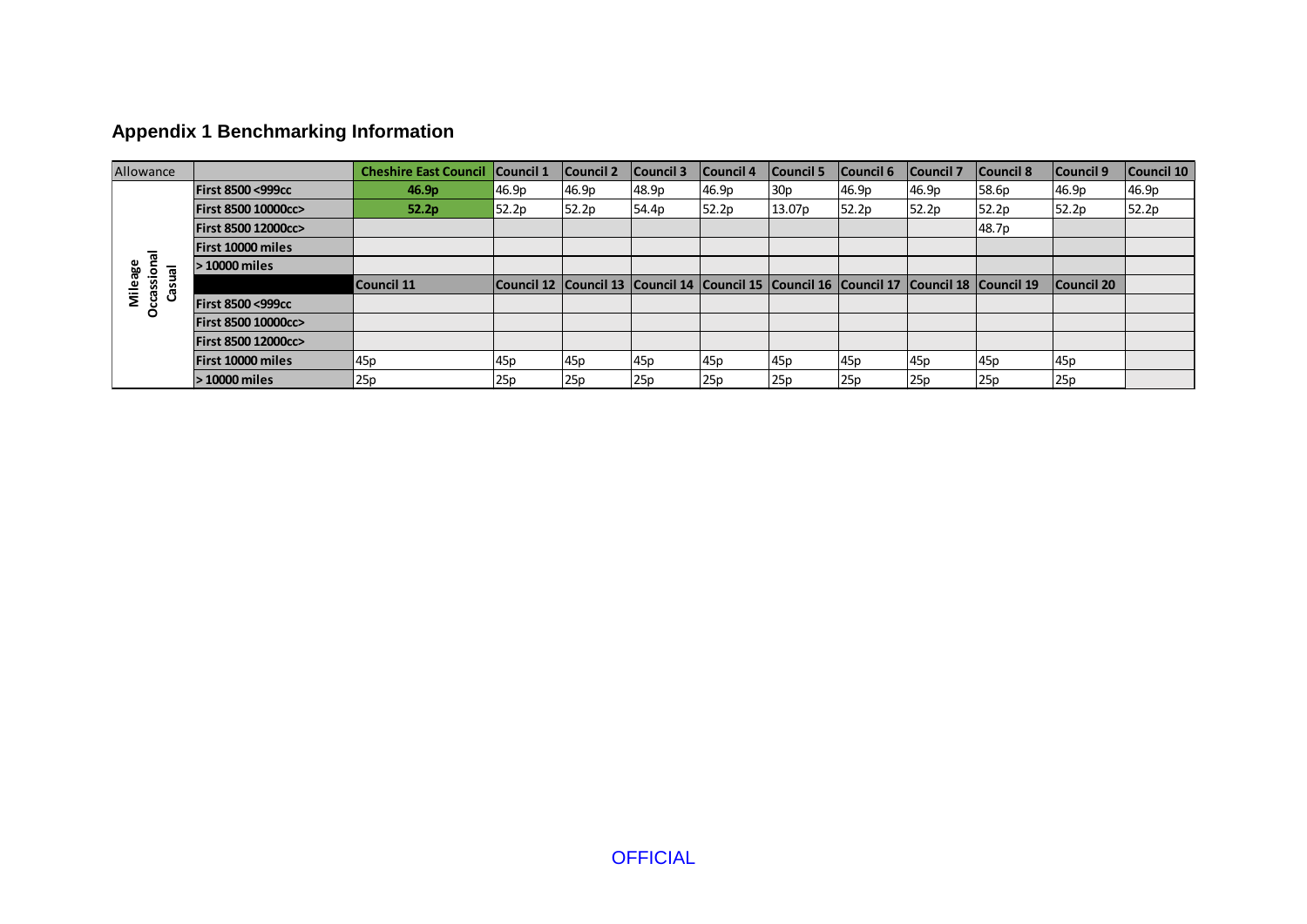## Appendix 1 Benchmarking Information

| Allowance | | Cheshire East Council | Council 1 | Council 2 | Council 3 | Council 4 | Council 5 | Council 6 | Council 7 | Council 8 | Council 9 | Council 10 |
|---|---|---|---|---|---|---|---|---|---|---|---|---|
| Mileage Occassional Casual | First 8500 <999cc | **46.9p** | 46.9p | 46.9p | 48.9p | 46.9p | 30p | 46.9p | 46.9p | 58.6p | 46.9p | 46.9p |
| | First 8500 10000cc> | **52.2p** | 52.2p | 52.2p | 54.4p | 52.2p | 13.07p | 52.2p | 52.2p | 52.2p | 52.2p | 52.2p |
| | First 8500 12000cc> | | | | | | | | | 48.7p | | |
| | First 10000 miles | | | | | | | | | | | |
| | > 10000 miles | | | | | | | | | | | |
| | | Council 11 | Council 12 | Council 13 | Council 14 | Council 15 | Council 16 | Council 17 | Council 18 | Council 19 | Council 20 | |
| | First 8500 <999cc | | | | | | | | | | | |
| | First 8500 10000cc> | | | | | | | | | | | |
| | First 8500 12000cc> | | | | | | | | | | | |
| | First 10000 miles | 45p | 45p | 45p | 45p | 45p | 45p | 45p | 45p | 45p | 45p | |
| | > 10000 miles | 25p | 25p | 25p | 25p | 25p | 25p | 25p | 25p | 25p | 25p | |

OFFICIAL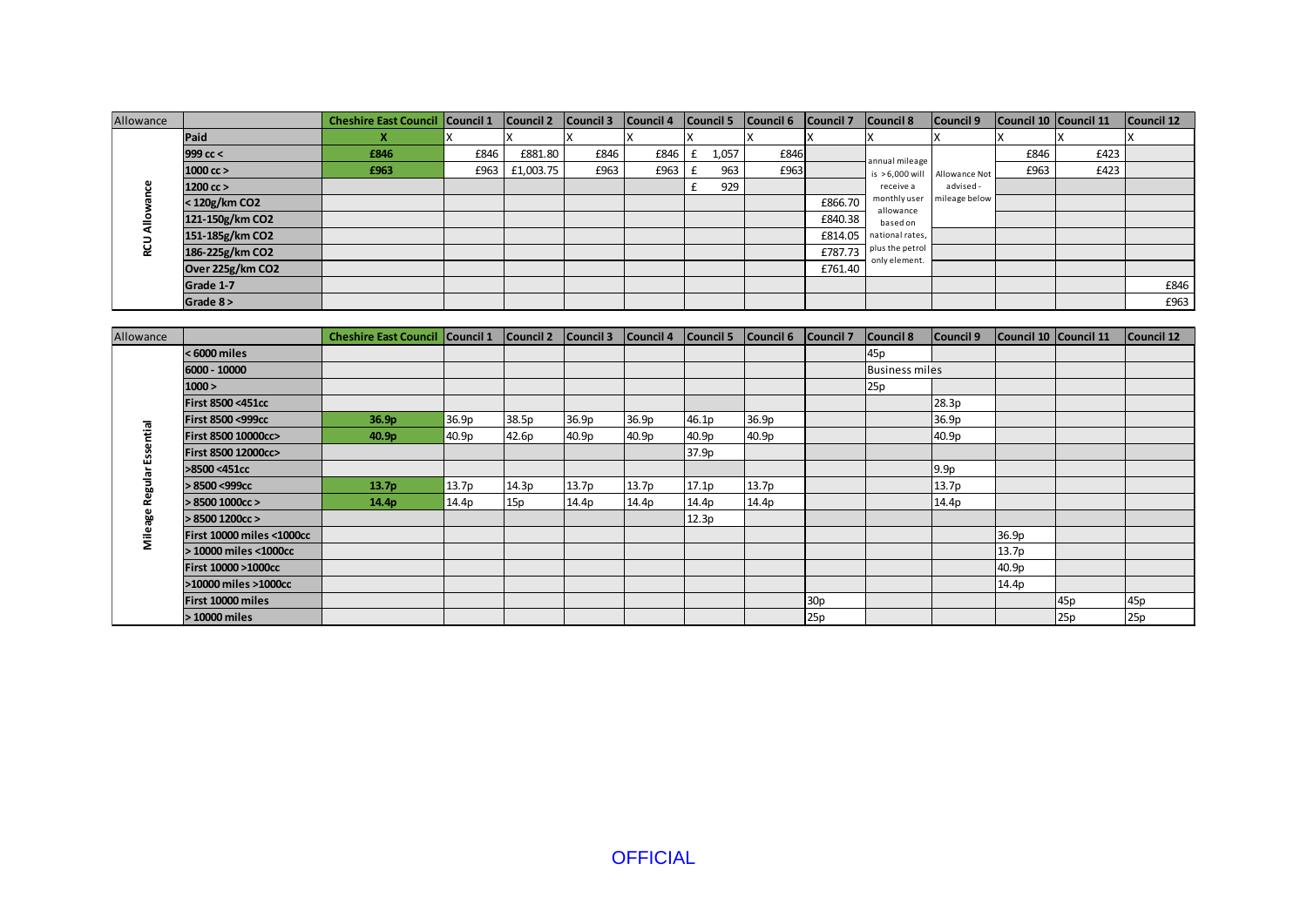| Allowance | | Cheshire East Council | Council 1 | Council 2 | Council 3 | Council 4 | Council 5 | Council 6 | Council 7 | Council 8 | Council 9 | Council 10 | Council 11 | Council 12 |
|---|---|---|---|---|---|---|---|---|---|---|---|---|---|---|
| RCU Allowance | Paid | X | X | X | X | X | X | X | X | X | X | X | X | X |
| | 999 cc < | £846 | £846 | £881.80 | £846 | £846 | £ 1,057 | £846 | | annual mileage is >6,000 will receive a monthly user allowance based on national rates, plus the petrol only element. | Allowance Not advised - mileage below | £846 | £423 | |
| | 1000 cc > | £963 | £963 | £1,003.75 | £963 | £963 | £ 963 | £963 | | | | £963 | £423 | |
| | 1200 cc > | | | | | | £ 929 | | | | | | | |
| | < 120g/km CO2 | | | | | | | | £866.70 | | | | | |
| | 121-150g/km CO2 | | | | | | | | £840.38 | | | | | |
| | 151-185g/km CO2 | | | | | | | | £814.05 | | | | | |
| | 186-225g/km CO2 | | | | | | | | £787.73 | | | | | |
| | Over 225g/km CO2 | | | | | | | | £761.40 | | | | | |
| | Grade 1-7 | | | | | | | | | | | | | £846 |
| | Grade 8 > | | | | | | | | | | | | | £963 |

| Allowance | | Cheshire East Council | Council 1 | Council 2 | Council 3 | Council 4 | Council 5 | Council 6 | Council 7 | Council 8 | Council 9 | Council 10 | Council 11 | Council 12 |
|---|---|---|---|---|---|---|---|---|---|---|---|---|---|---|
| Mileage Regular Essential | < 6000 miles | | | | | | | | | 45p | | | | |
| | 6000 - 10000 | | | | | | | | | Business miles | | | | |
| | 1000 > | | | | | | | | | 25p | | | | |
| | First 8500 <451cc | | | | | | | | | | 28.3p | | | |
| | First 8500 <999cc | 36.9p | 36.9p | 38.5p | 36.9p | 36.9p | 46.1p | 36.9p | | | 36.9p | | | |
| | First 8500 10000cc> | 40.9p | 40.9p | 42.6p | 40.9p | 40.9p | 40.9p | 40.9p | | | 40.9p | | | |
| | First 8500 12000cc> | | | | | | 37.9p | | | | | | | |
| | >8500 <451cc | | | | | | | | | | 9.9p | | | |
| | > 8500 <999cc | 13.7p | 13.7p | 14.3p | 13.7p | 13.7p | 17.1p | 13.7p | | | 13.7p | | | |
| | > 8500 1000cc > | 14.4p | 14.4p | 15p | 14.4p | 14.4p | 14.4p | 14.4p | | | 14.4p | | | |
| | > 8500 1200cc > | | | | | | 12.3p | | | | | | | |
| | First 10000 miles <1000cc | | | | | | | | | | | 36.9p | | |
| | > 10000 miles <1000cc | | | | | | | | | | | 13.7p | | |
| | First 10000 >1000cc | | | | | | | | | | | 40.9p | | |
| | >10000 miles >1000cc | | | | | | | | | | | 14.4p | | |
| | First 10000 miles | | | | | | | | 30p | | | | 45p | 45p |
| | > 10000 miles | | | | | | | | 25p | | | | 25p | 25p |

OFFICIAL